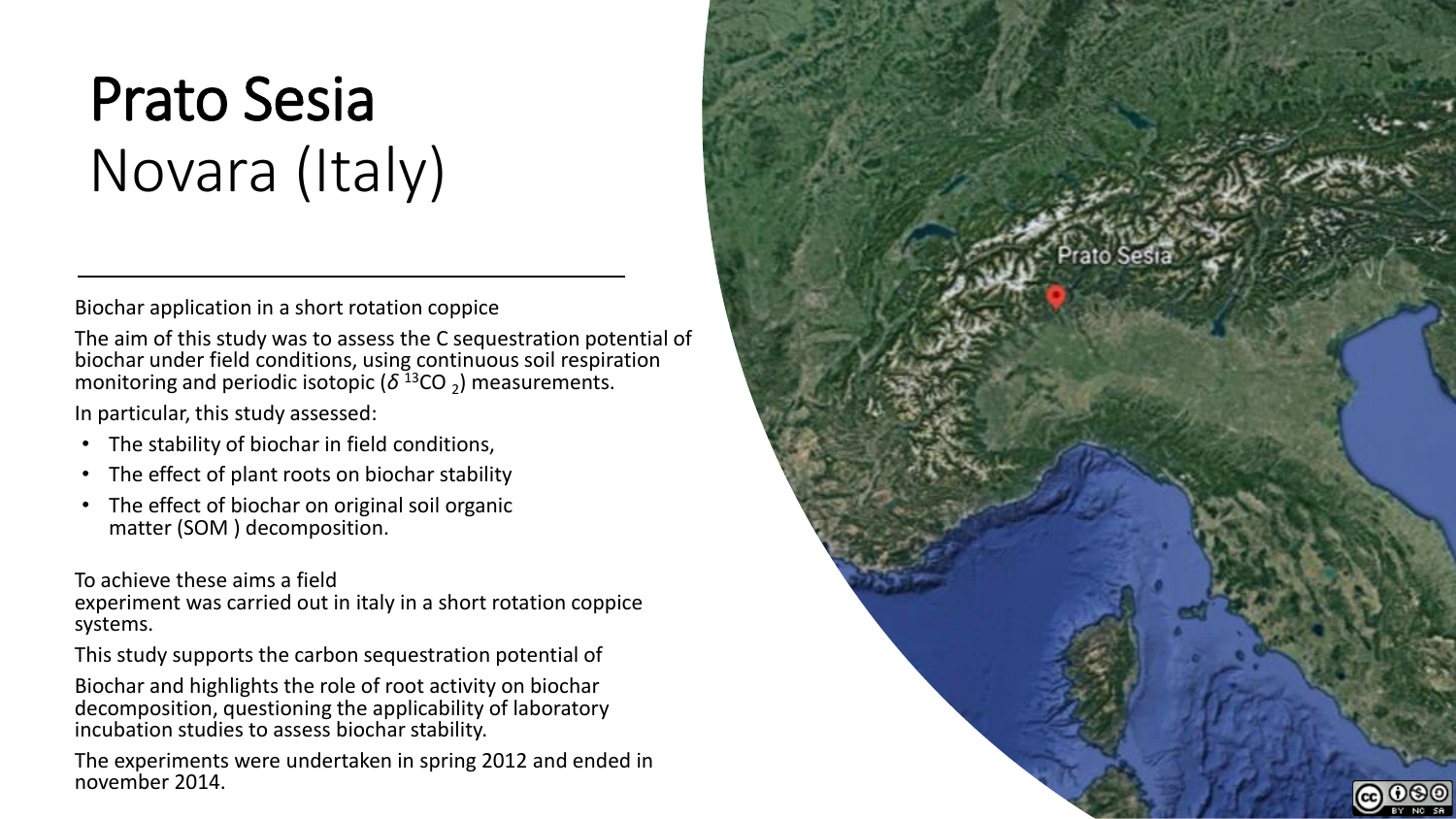# Prato Sesia
Novara (Italy)

Biochar application in a short rotation coppice

The aim of this study was to assess the C sequestration potential of biochar under field conditions, using continuous soil respiration monitoring and periodic isotopic ($\delta^{13}CO_2$) measurements.

In particular, this study assessed:

- The stability of biochar in field conditions,
- The effect of plant roots on biochar stability
- The effect of biochar on original soil organic matter (SOM ) decomposition.

To achieve these aims a field experiment was carried out in italy in a short rotation coppice systems.

This study supports the carbon sequestration potential of

Biochar and highlights the role of root activity on biochar decomposition, questioning the applicability of laboratory incubation studies to assess biochar stability.

The experiments were undertaken in spring 2012 and ended in november 2014.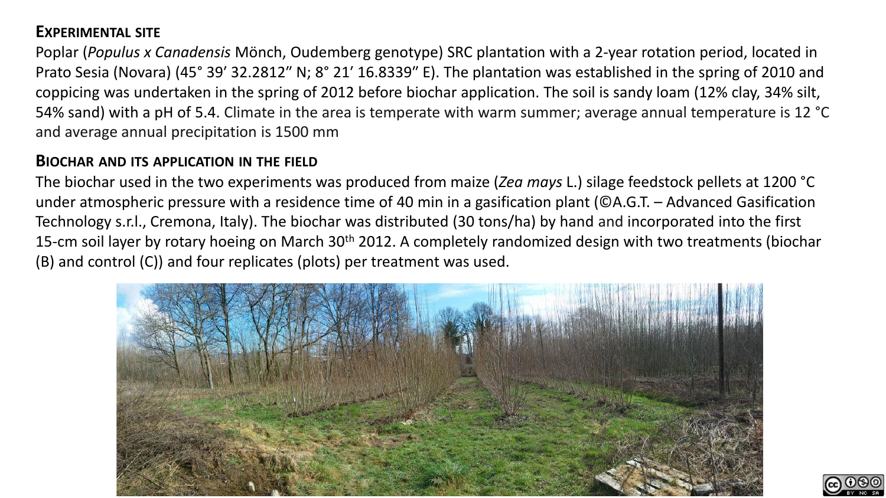## Experimental site

Poplar (*Populus x Canadensis* Mönch, Oudemberg genotype) SRC plantation with a 2-year rotation period, located in Prato Sesia (Novara) (45° 39′ 32.2812″ N; 8° 21′ 16.8339″ E). The plantation was established in the spring of 2010 and coppicing was undertaken in the spring of 2012 before biochar application. The soil is sandy loam (12% clay, 34% silt, 54% sand) with a pH of 5.4. Climate in the area is temperate with warm summer; average annual temperature is 12 °C and average annual precipitation is 1500 mm

## Biochar and its application in the field

The biochar used in the two experiments was produced from maize (*Zea mays* L.) silage feedstock pellets at 1200 °C under atmospheric pressure with a residence time of 40 min in a gasification plant (©A.G.T. – Advanced Gasification Technology s.r.l., Cremona, Italy). The biochar was distributed (30 tons/ha) by hand and incorporated into the first 15-cm soil layer by rotary hoeing on March 30th 2012. A completely randomized design with two treatments (biochar (B) and control (C)) and four replicates (plots) per treatment was used.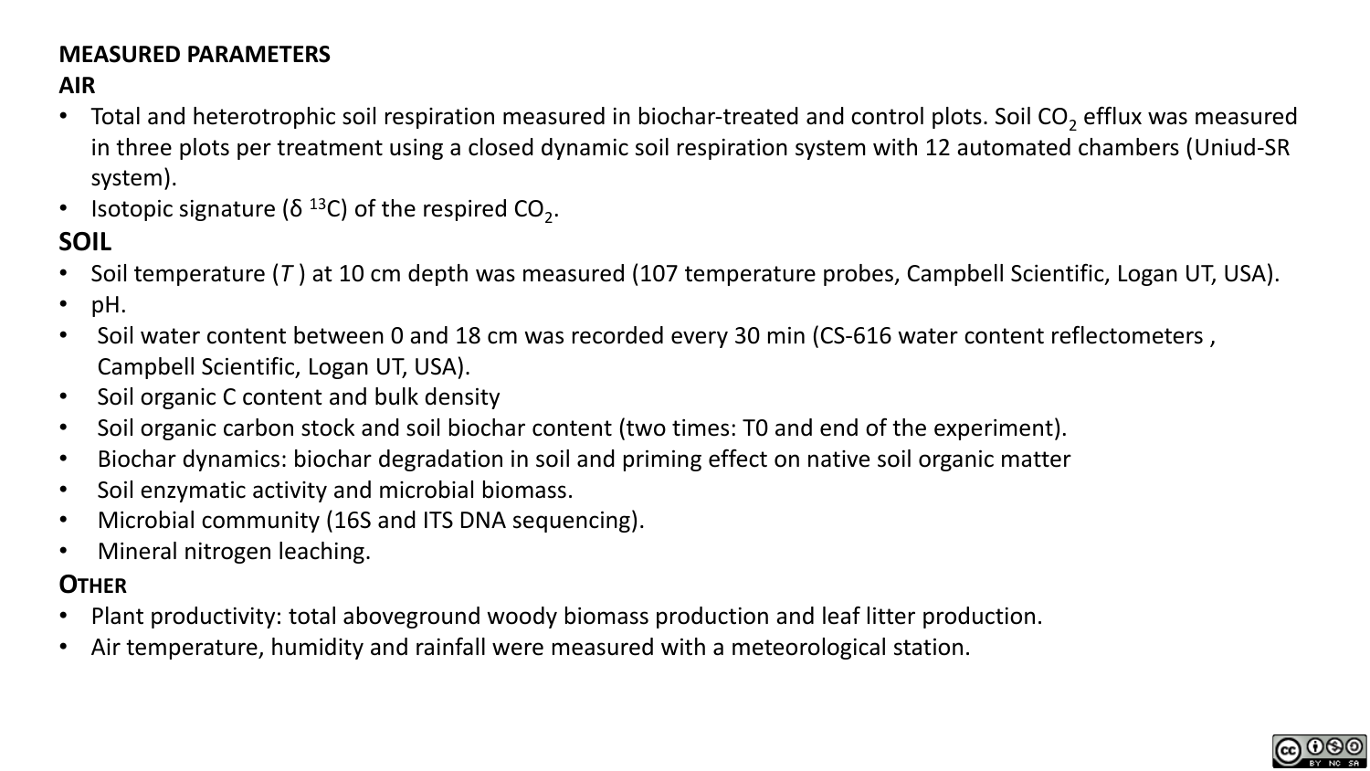## MEASURED PARAMETERS

### AIR

- Total and heterotrophic soil respiration measured in biochar-treated and control plots. Soil $CO_2$ efflux was measured in three plots per treatment using a closed dynamic soil respiration system with 12 automated chambers (Uniud-SR system).
- Isotopic signature ($\delta$ $^{13}C$) of the respired $CO_2$.

### SOIL

- Soil temperature (*T* ) at 10 cm depth was measured (107 temperature probes, Campbell Scientific, Logan UT, USA).
- pH.
- Soil water content between 0 and 18 cm was recorded every 30 min (CS-616 water content reflectometers , Campbell Scientific, Logan UT, USA).
- Soil organic C content and bulk density
- Soil organic carbon stock and soil biochar content (two times: T0 and end of the experiment).
- Biochar dynamics: biochar degradation in soil and priming effect on native soil organic matter
- Soil enzymatic activity and microbial biomass.
- Microbial community (16S and ITS DNA sequencing).
- Mineral nitrogen leaching.

### OTHER

- Plant productivity: total aboveground woody biomass production and leaf litter production.
- Air temperature, humidity and rainfall were measured with a meteorological station.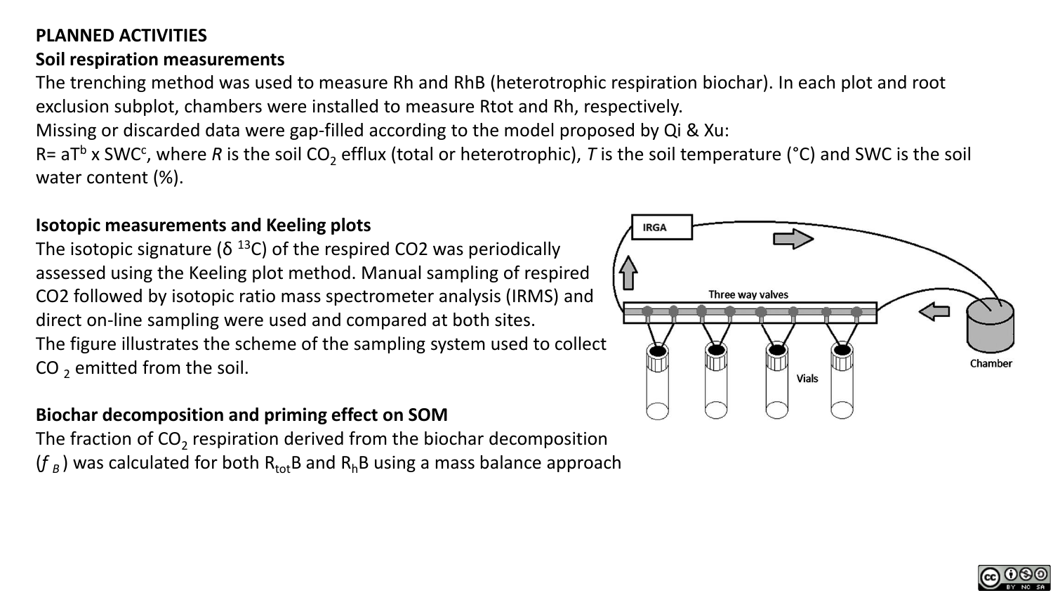**PLANNED ACTIVITIES**

**Soil respiration measurements**

The trenching method was used to measure Rh and RhB (heterotrophic respiration biochar). In each plot and root exclusion subplot, chambers were installed to measure Rtot and Rh, respectively.

Missing or discarded data were gap-filled according to the model proposed by Qi & Xu:

$R = aT^b \times SWC^c$, where *R* is the soil $CO_2$ efflux (total or heterotrophic), *T* is the soil temperature (°C) and SWC is the soil water content (%).

**Isotopic measurements and Keeling plots**

The isotopic signature ($\delta\ ^{13}C$) of the respired CO2 was periodically assessed using the Keeling plot method. Manual sampling of respired CO2 followed by isotopic ratio mass spectrometer analysis (IRMS) and direct on-line sampling were used and compared at both sites.

The figure illustrates the scheme of the sampling system used to collect $CO_2$ emitted from the soil.

**Biochar decomposition and priming effect on SOM**

The fraction of $CO_2$ respiration derived from the biochar decomposition ($f_B$) was calculated for both $R_{tot}B$ and $R_hB$ using a mass balance approach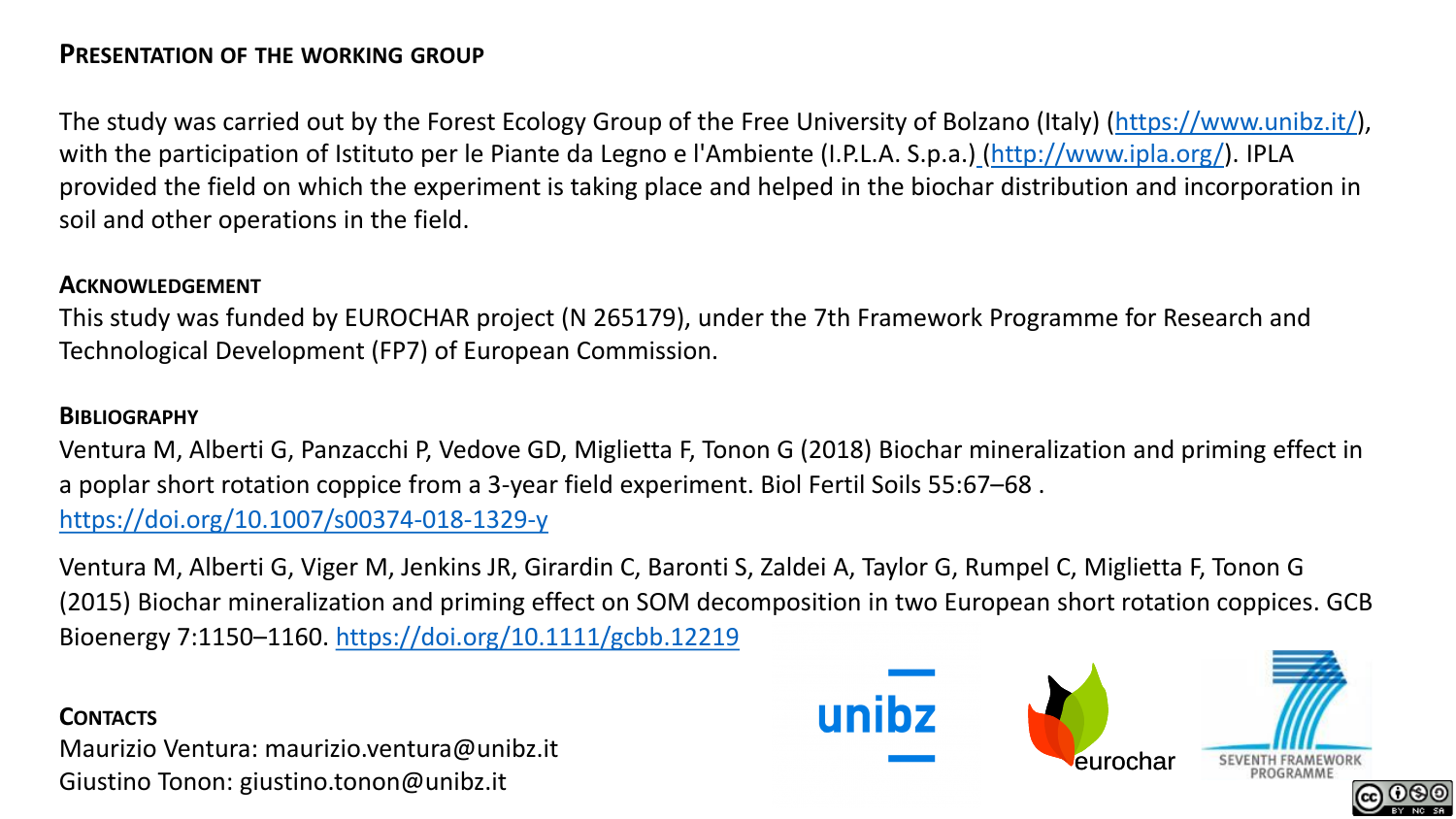## Presentation of the working group

The study was carried out by the Forest Ecology Group of the Free University of Bolzano (Italy) (https://www.unibz.it/), with the participation of Istituto per le Piante da Legno e l'Ambiente (I.P.L.A. S.p.a.) (http://www.ipla.org/). IPLA provided the field on which the experiment is taking place and helped in the biochar distribution and incorporation in soil and other operations in the field.

## Acknowledgement

This study was funded by EUROCHAR project (N 265179), under the 7th Framework Programme for Research and Technological Development (FP7) of European Commission.

## Bibliography

Ventura M, Alberti G, Panzacchi P, Vedove GD, Miglietta F, Tonon G (2018) Biochar mineralization and priming effect in a poplar short rotation coppice from a 3-year field experiment. Biol Fertil Soils 55:67–68 . https://doi.org/10.1007/s00374-018-1329-y

Ventura M, Alberti G, Viger M, Jenkins JR, Girardin C, Baronti S, Zaldei A, Taylor G, Rumpel C, Miglietta F, Tonon G (2015) Biochar mineralization and priming effect on SOM decomposition in two European short rotation coppices. GCB Bioenergy 7:1150–1160. https://doi.org/10.1111/gcbb.12219

## Contacts

Maurizio Ventura: maurizio.ventura@unibz.it
Giustino Tonon: giustino.tonon@unibz.it

unibz

eurochar

SEVENTH FRAMEWORK PROGRAMME